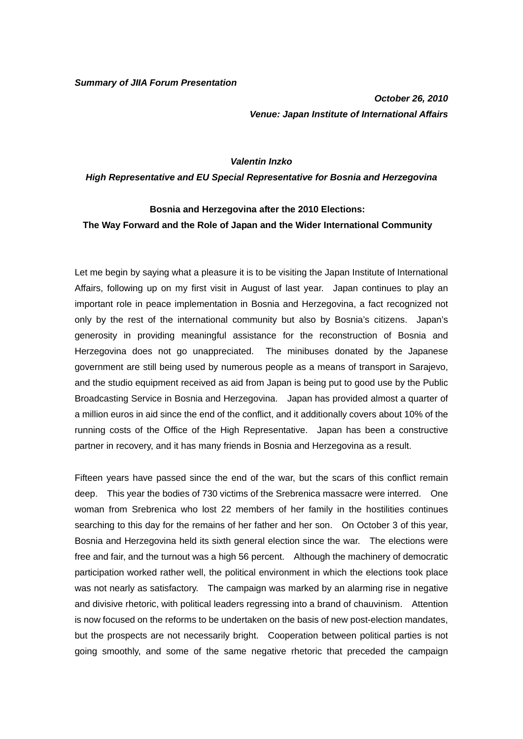*Summary of JIIA Forum Presentation*

*October 26, 2010*
*Venue: Japan Institute of International Affairs*

***Valentin Inzko***
***High Representative and EU Special Representative for Bosnia and Herzegovina***

**Bosnia and Herzegovina after the 2010 Elections:**
**The Way Forward and the Role of Japan and the Wider International Community**

Let me begin by saying what a pleasure it is to be visiting the Japan Institute of International Affairs, following up on my first visit in August of last year. Japan continues to play an important role in peace implementation in Bosnia and Herzegovina, a fact recognized not only by the rest of the international community but also by Bosnia's citizens. Japan's generosity in providing meaningful assistance for the reconstruction of Bosnia and Herzegovina does not go unappreciated. The minibuses donated by the Japanese government are still being used by numerous people as a means of transport in Sarajevo, and the studio equipment received as aid from Japan is being put to good use by the Public Broadcasting Service in Bosnia and Herzegovina. Japan has provided almost a quarter of a million euros in aid since the end of the conflict, and it additionally covers about 10% of the running costs of the Office of the High Representative. Japan has been a constructive partner in recovery, and it has many friends in Bosnia and Herzegovina as a result.

Fifteen years have passed since the end of the war, but the scars of this conflict remain deep. This year the bodies of 730 victims of the Srebrenica massacre were interred. One woman from Srebrenica who lost 22 members of her family in the hostilities continues searching to this day for the remains of her father and her son. On October 3 of this year, Bosnia and Herzegovina held its sixth general election since the war. The elections were free and fair, and the turnout was a high 56 percent. Although the machinery of democratic participation worked rather well, the political environment in which the elections took place was not nearly as satisfactory. The campaign was marked by an alarming rise in negative and divisive rhetoric, with political leaders regressing into a brand of chauvinism. Attention is now focused on the reforms to be undertaken on the basis of new post-election mandates, but the prospects are not necessarily bright. Cooperation between political parties is not going smoothly, and some of the same negative rhetoric that preceded the campaign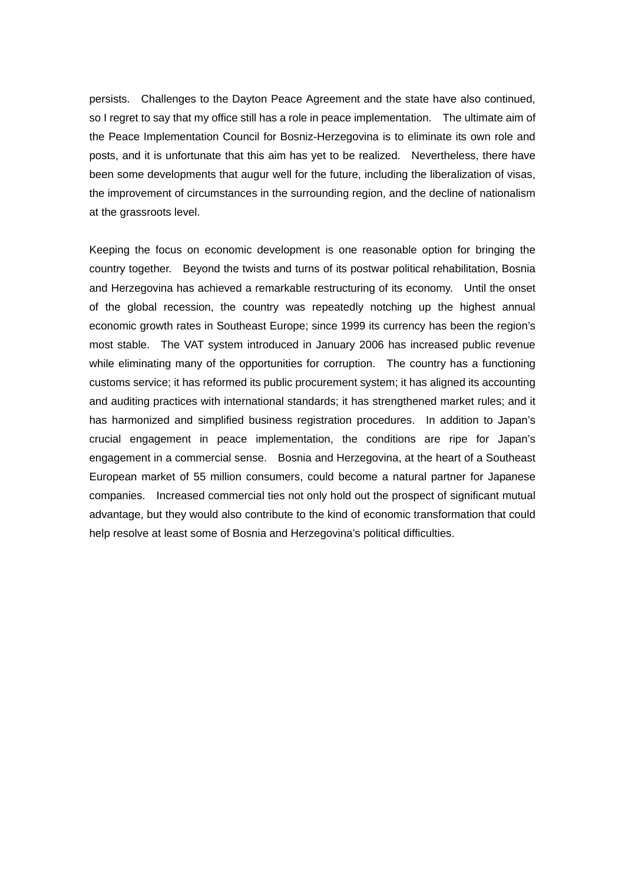persists. Challenges to the Dayton Peace Agreement and the state have also continued, so I regret to say that my office still has a role in peace implementation. The ultimate aim of the Peace Implementation Council for Bosniz-Herzegovina is to eliminate its own role and posts, and it is unfortunate that this aim has yet to be realized. Nevertheless, there have been some developments that augur well for the future, including the liberalization of visas, the improvement of circumstances in the surrounding region, and the decline of nationalism at the grassroots level.

Keeping the focus on economic development is one reasonable option for bringing the country together. Beyond the twists and turns of its postwar political rehabilitation, Bosnia and Herzegovina has achieved a remarkable restructuring of its economy. Until the onset of the global recession, the country was repeatedly notching up the highest annual economic growth rates in Southeast Europe; since 1999 its currency has been the region's most stable. The VAT system introduced in January 2006 has increased public revenue while eliminating many of the opportunities for corruption. The country has a functioning customs service; it has reformed its public procurement system; it has aligned its accounting and auditing practices with international standards; it has strengthened market rules; and it has harmonized and simplified business registration procedures. In addition to Japan's crucial engagement in peace implementation, the conditions are ripe for Japan's engagement in a commercial sense. Bosnia and Herzegovina, at the heart of a Southeast European market of 55 million consumers, could become a natural partner for Japanese companies. Increased commercial ties not only hold out the prospect of significant mutual advantage, but they would also contribute to the kind of economic transformation that could help resolve at least some of Bosnia and Herzegovina's political difficulties.